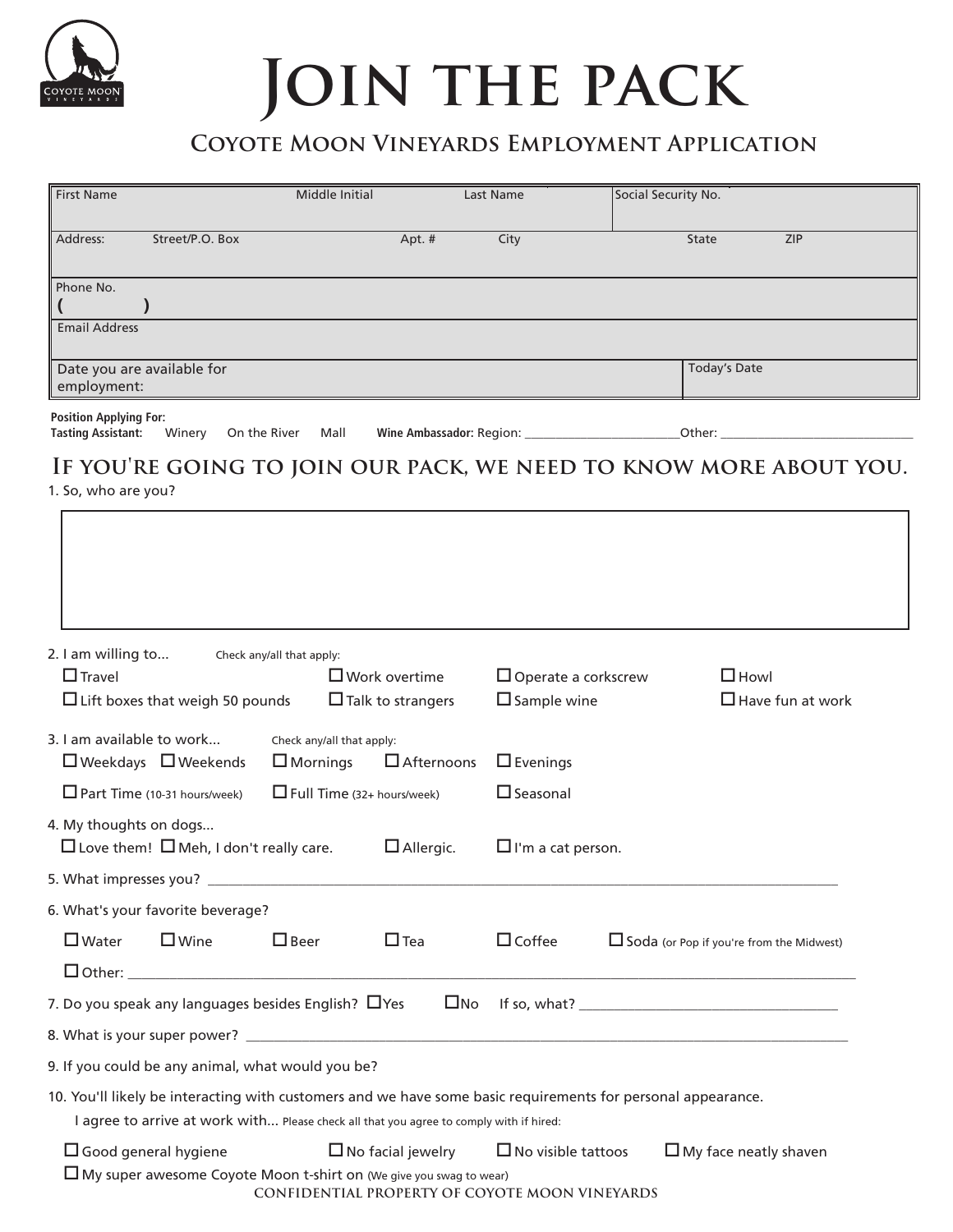# Join the pack

## Coyote Moon Vineyards Employment Application

| First Name | Middle Initial | Last Name | Social Security No. |
|---|---|---|---|
| Address: Street/P.O. Box | Apt. # | City | State ZIP |
| Phone No. ( ) | | | |
| Email Address | | | |
| Date you are available for employment: | | | Today's Date |

**Position Applying For:**
**Tasting Assistant:** Winery On the River Mall **Wine Ambassador:** Region: ________________________ Other: ______________________________

## If you're going to join our pack, we need to know more about you.

1. So, who are you?

2. I am willing to... Check any/all that apply:
   - ☐ Travel
   - ☐ Work overtime
   - ☐ Operate a corkscrew
   - ☐ Howl
   - ☐ Lift boxes that weigh 50 pounds
   - ☐ Talk to strangers
   - ☐ Sample wine
   - ☐ Have fun at work

3. I am available to work... Check any/all that apply:
   - ☐ Weekdays ☐ Weekends ☐ Mornings ☐ Afternoons ☐ Evenings
   - ☐ Part Time (10-31 hours/week) ☐ Full Time (32+ hours/week) ☐ Seasonal

4. My thoughts on dogs...
   - ☐ Love them! ☐ Meh, I don't really care. ☐ Allergic. ☐ I'm a cat person.

5. What impresses you? ______________________________________________

6. What's your favorite beverage?
   - ☐ Water ☐ Wine ☐ Beer ☐ Tea ☐ Coffee ☐ Soda (or Pop if you're from the Midwest)
   - ☐ Other: ______________________________________________

7. Do you speak any languages besides English? ☐ Yes ☐ No If so, what? ______________________

8. What is your super power? ______________________________________________

9. If you could be any animal, what would you be?

10. You'll likely be interacting with customers and we have some basic requirements for personal appearance.
    I agree to arrive at work with... Please check all that you agree to comply with if hired:
    - ☐ Good general hygiene ☐ No facial jewelry ☐ No visible tattoos ☐ My face neatly shaven
    - ☐ My super awesome Coyote Moon t-shirt on (We give you swag to wear)

CONFIDENTIAL PROPERTY OF COYOTE MOON VINEYARDS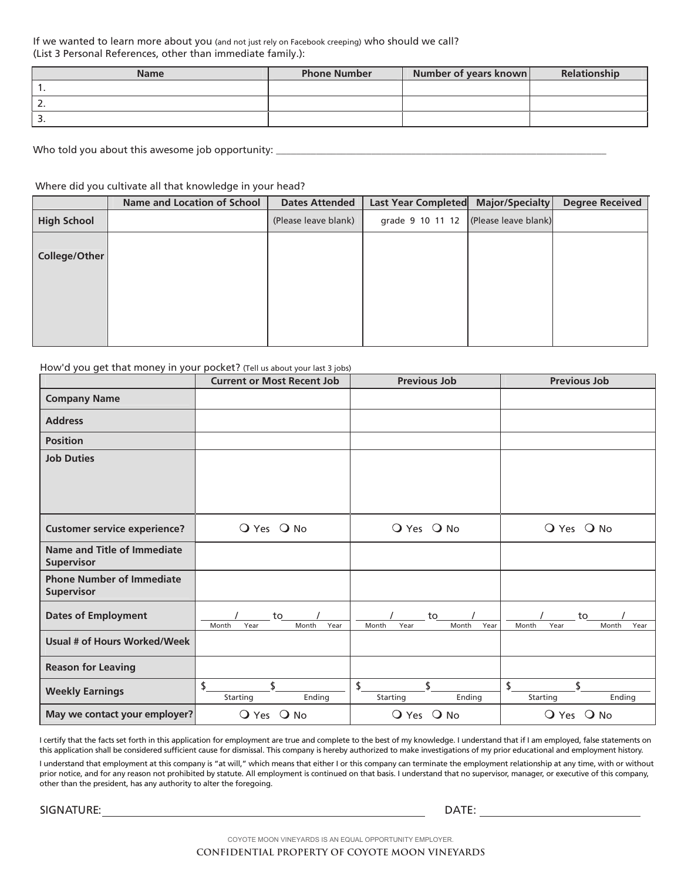If we wanted to learn more about you (and not just rely on Facebook creeping) who should we call?
(List 3 Personal References, other than immediate family.):

| Name | Phone Number | Number of years known | Relationship |
|---|---|---|---|
| 1. | | | |
| 2. | | | |
| 3. | | | |

Who told you about this awesome job opportunity: ___________________________________________________________

Where did you cultivate all that knowledge in your head?

| | Name and Location of School | Dates Attended | Last Year Completed | Major/Specialty | Degree Received |
|---|---|---|---|---|---|
| **High School** | | (Please leave blank) | grade 9 10 11 12 | (Please leave blank) | |
| **College/Other** | | | | | |

How'd you get that money in your pocket? (Tell us about your last 3 jobs)

| | Current or Most Recent Job | Previous Job | Previous Job |
|---|---|---|---|
| **Company Name** | | | |
| **Address** | | | |
| **Position** | | | |
| **Job Duties** | | | |
| **Customer service experience?** | ❍ Yes ❍ No | ❍ Yes ❍ No | ❍ Yes ❍ No |
| **Name and Title of Immediate Supervisor** | | | |
| **Phone Number of Immediate Supervisor** | | | |
| **Dates of Employment** | ____/____ to ____/____ (Month Year / Month Year) | ____/____ to ____/____ (Month Year / Month Year) | ____/____ to ____/____ (Month Year / Month Year) |
| **Usual # of Hours Worked/Week** | | | |
| **Reason for Leaving** | | | |
| **Weekly Earnings** | $________ Starting $________ Ending | $________ Starting $________ Ending | $________ Starting $________ Ending |
| **May we contact your employer?** | ❍ Yes ❍ No | ❍ Yes ❍ No | ❍ Yes ❍ No |

I certify that the facts set forth in this application for employment are true and complete to the best of my knowledge. I understand that if I am employed, false statements on this application shall be considered sufficient cause for dismissal. This company is hereby authorized to make investigations of my prior educational and employment history.

I understand that employment at this company is "at will," which means that either I or this company can terminate the employment relationship at any time, with or without prior notice, and for any reason not prohibited by statute. All employment is continued on that basis. I understand that no supervisor, manager, or executive of this company, other than the president, has any authority to alter the foregoing.

SIGNATURE: ______________________________________________ DATE: ______________________

COYOTE MOON VINEYARDS IS AN EQUAL OPPORTUNITY EMPLOYER.

CONFIDENTIAL PROPERTY OF COYOTE MOON VINEYARDS